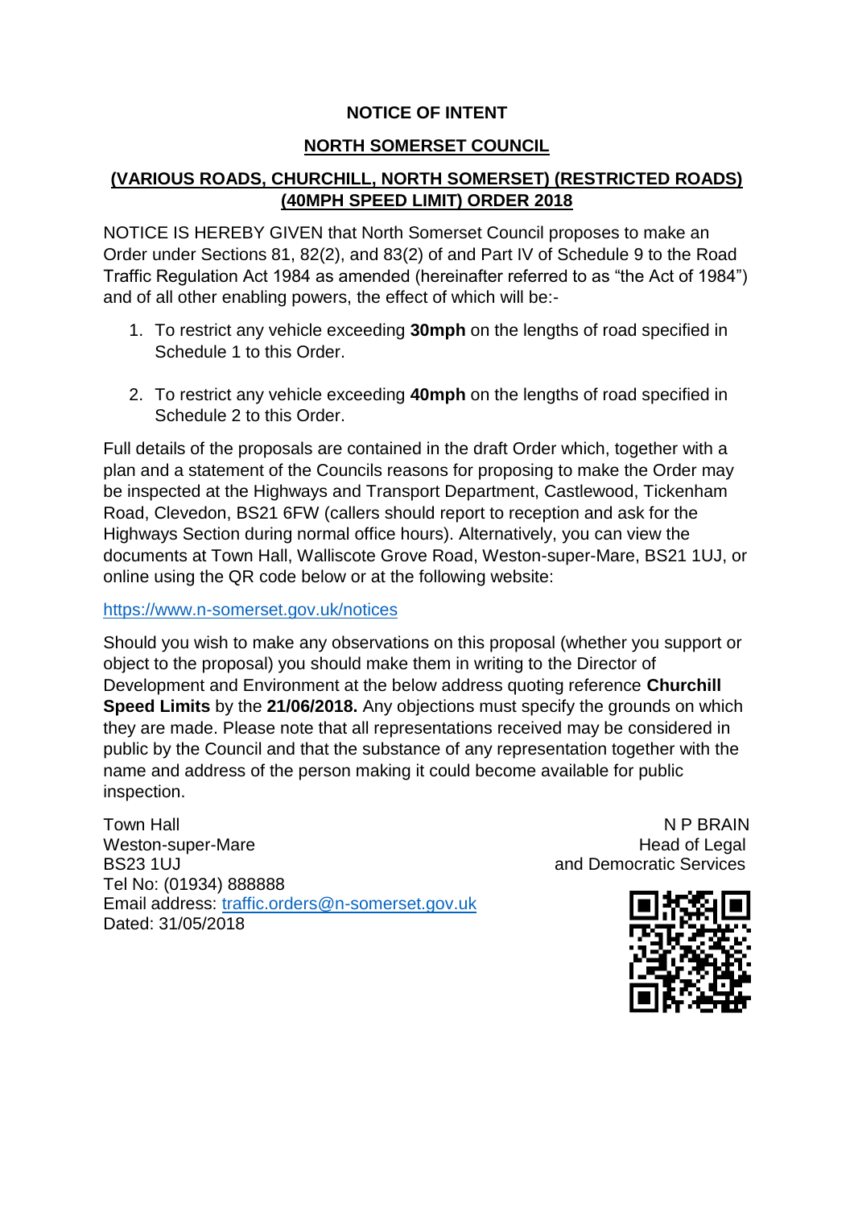**NOTICE OF INTENT**

**NORTH SOMERSET COUNCIL**

**(VARIOUS ROADS, CHURCHILL, NORTH SOMERSET) (RESTRICTED ROADS) (40MPH SPEED LIMIT) ORDER 2018**

NOTICE IS HEREBY GIVEN that North Somerset Council proposes to make an Order under Sections 81, 82(2), and 83(2) of and Part IV of Schedule 9 to the Road Traffic Regulation Act 1984 as amended (hereinafter referred to as "the Act of 1984") and of all other enabling powers, the effect of which will be:-

1. To restrict any vehicle exceeding **30mph** on the lengths of road specified in Schedule 1 to this Order.

2. To restrict any vehicle exceeding **40mph** on the lengths of road specified in Schedule 2 to this Order.

Full details of the proposals are contained in the draft Order which, together with a plan and a statement of the Councils reasons for proposing to make the Order may be inspected at the Highways and Transport Department, Castlewood, Tickenham Road, Clevedon, BS21 6FW (callers should report to reception and ask for the Highways Section during normal office hours). Alternatively, you can view the documents at Town Hall, Walliscote Grove Road, Weston-super-Mare, BS21 1UJ, or online using the QR code below or at the following website:

https://www.n-somerset.gov.uk/notices

Should you wish to make any observations on this proposal (whether you support or object to the proposal) you should make them in writing to the Director of Development and Environment at the below address quoting reference **Churchill Speed Limits** by the **21/06/2018.** Any objections must specify the grounds on which they are made. Please note that all representations received may be considered in public by the Council and that the substance of any representation together with the name and address of the person making it could become available for public inspection.

Town Hall
Weston-super-Mare
BS23 1UJ
Tel No: (01934) 888888
Email address: traffic.orders@n-somerset.gov.uk
Dated: 31/05/2018

N P BRAIN
Head of Legal
and Democratic Services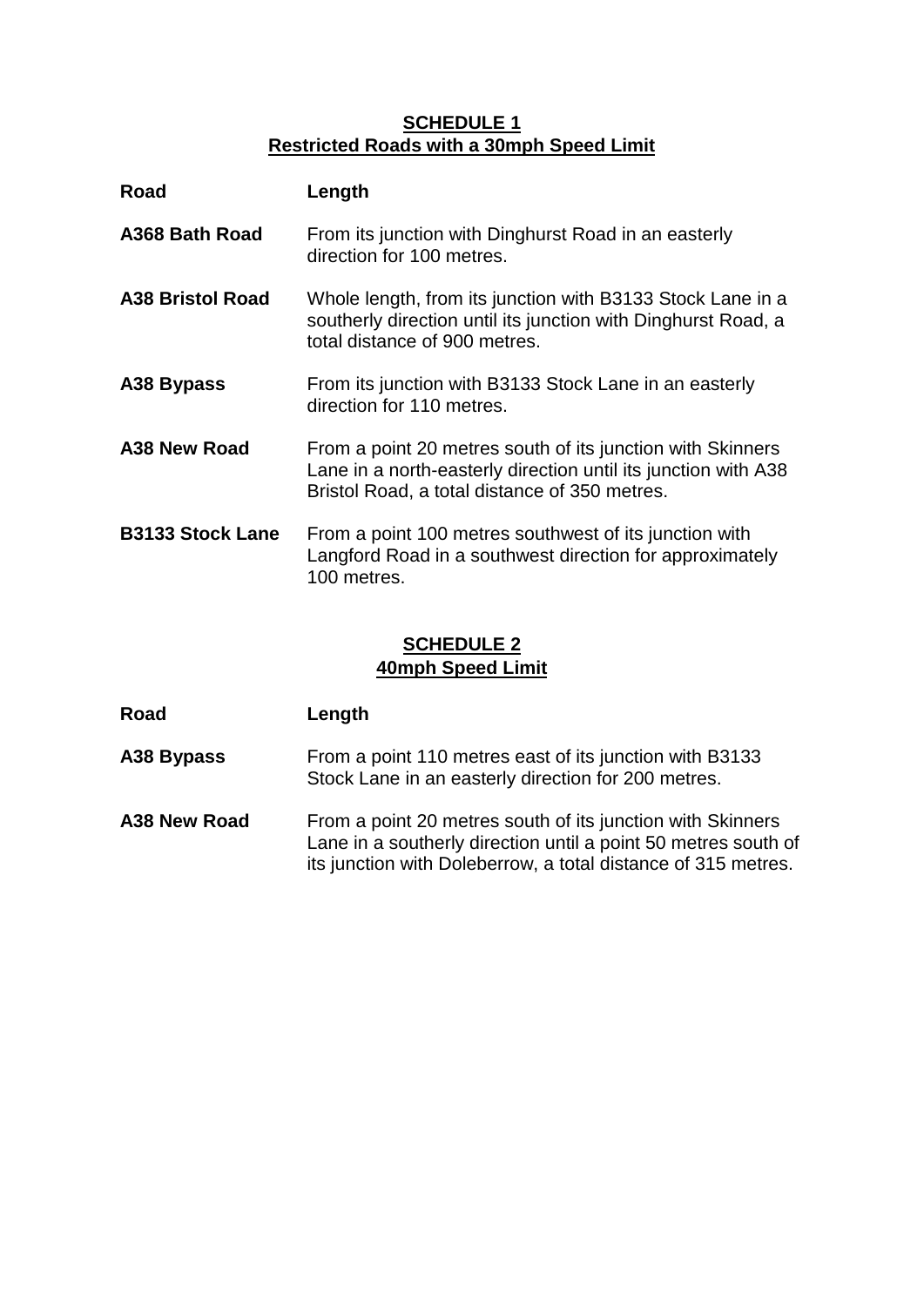**SCHEDULE 1**
**Restricted Roads with a 30mph Speed Limit**

| Road | Length |
|---|---|
| **A368 Bath Road** | From its junction with Dinghurst Road in an easterly direction for 100 metres. |
| **A38 Bristol Road** | Whole length, from its junction with B3133 Stock Lane in a southerly direction until its junction with Dinghurst Road, a total distance of 900 metres. |
| **A38 Bypass** | From its junction with B3133 Stock Lane in an easterly direction for 110 metres. |
| **A38 New Road** | From a point 20 metres south of its junction with Skinners Lane in a north-easterly direction until its junction with A38 Bristol Road, a total distance of 350 metres. |
| **B3133 Stock Lane** | From a point 100 metres southwest of its junction with Langford Road in a southwest direction for approximately 100 metres. |

**SCHEDULE 2**
**40mph Speed Limit**

| Road | Length |
|---|---|
| **A38 Bypass** | From a point 110 metres east of its junction with B3133 Stock Lane in an easterly direction for 200 metres. |
| **A38 New Road** | From a point 20 metres south of its junction with Skinners Lane in a southerly direction until a point 50 metres south of its junction with Doleberrow, a total distance of 315 metres. |